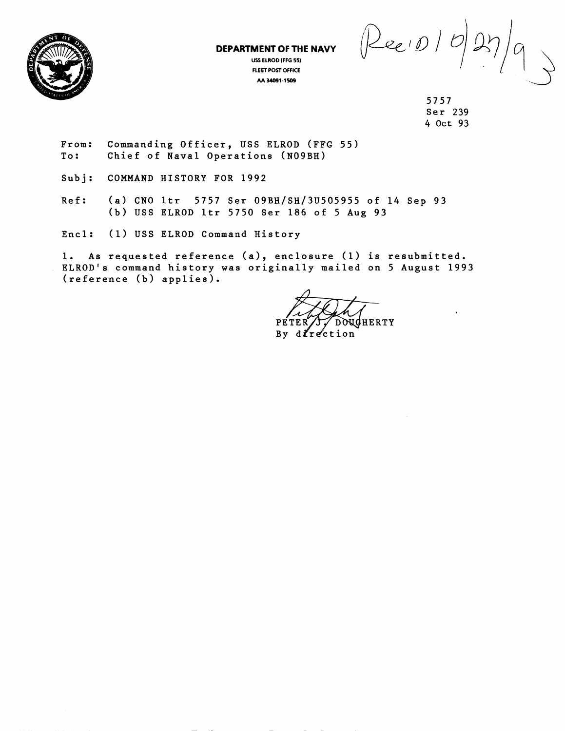**DEPARTMENT OF THE NAVY**
USS ELROD (FFG 55)
FLEET POST OFFICE
AA 34091-1509

Rec'd 10/27/93

5757
Ser 239
4 Oct 93

From: Commanding Officer, USS ELROD (FFG 55)
To: Chief of Naval Operations (N09BH)

Subj: COMMAND HISTORY FOR 1992

Ref: (a) CNO ltr 5757 Ser 09BH/SH/3U505955 of 14 Sep 93
(b) USS ELROD ltr 5750 Ser 186 of 5 Aug 93

Encl: (1) USS ELROD Command History

1. As requested reference (a), enclosure (1) is resubmitted. ELROD's command history was originally mailed on 5 August 1993 (reference (b) applies).

PETER J. DOUGHERTY
By direction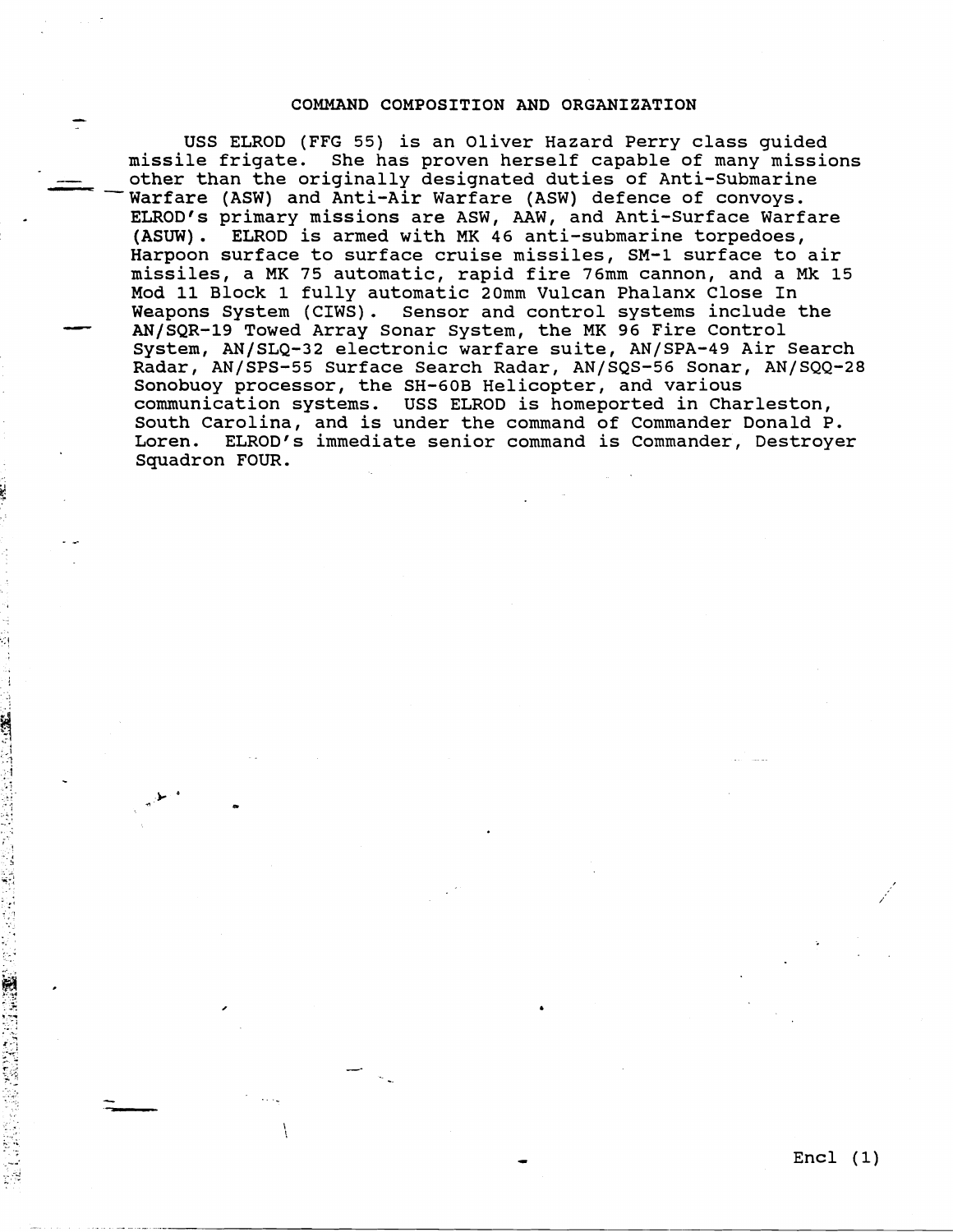## COMMAND COMPOSITION AND ORGANIZATION

USS ELROD (FFG 55) is an Oliver Hazard Perry class guided missile frigate. She has proven herself capable of many missions other than the originally designated duties of Anti-Submarine Warfare (ASW) and Anti-Air Warfare (ASW) defence of convoys. ELROD's primary missions are ASW, AAW, and Anti-Surface Warfare (ASUW). ELROD is armed with MK 46 anti-submarine torpedoes, Harpoon surface to surface cruise missiles, SM-1 surface to air missiles, a MK 75 automatic, rapid fire 76mm cannon, and a Mk 15 Mod 11 Block 1 fully automatic 20mm Vulcan Phalanx Close In Weapons System (CIWS). Sensor and control systems include the AN/SQR-19 Towed Array Sonar System, the MK 96 Fire Control System, AN/SLQ-32 electronic warfare suite, AN/SPA-49 Air Search Radar, AN/SPS-55 Surface Search Radar, AN/SQS-56 Sonar, AN/SQQ-28 Sonobuoy processor, the SH-60B Helicopter, and various communication systems. USS ELROD is homeported in Charleston, South Carolina, and is under the command of Commander Donald P. Loren. ELROD's immediate senior command is Commander, Destroyer Squadron FOUR.

Encl (1)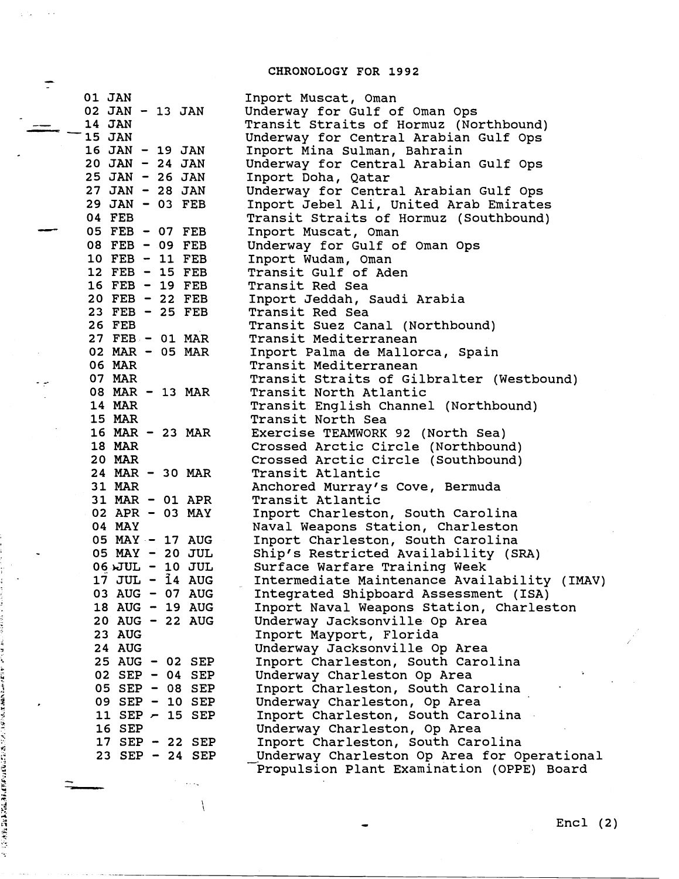# CHRONOLOGY FOR 1992

| | |
|---|---|
| 01 JAN | Inport Muscat, Oman |
| 02 JAN - 13 JAN | Underway for Gulf of Oman Ops |
| 14 JAN | Transit Straits of Hormuz (Northbound) |
| 15 JAN | Underway for Central Arabian Gulf Ops |
| 16 JAN - 19 JAN | Inport Mina Sulman, Bahrain |
| 20 JAN - 24 JAN | Underway for Central Arabian Gulf Ops |
| 25 JAN - 26 JAN | Inport Doha, Qatar |
| 27 JAN - 28 JAN | Underway for Central Arabian Gulf Ops |
| 29 JAN - 03 FEB | Inport Jebel Ali, United Arab Emirates |
| 04 FEB | Transit Straits of Hormuz (Southbound) |
| 05 FEB - 07 FEB | Inport Muscat, Oman |
| 08 FEB - 09 FEB | Underway for Gulf of Oman Ops |
| 10 FEB - 11 FEB | Inport Wudam, Oman |
| 12 FEB - 15 FEB | Transit Gulf of Aden |
| 16 FEB - 19 FEB | Transit Red Sea |
| 20 FEB - 22 FEB | Inport Jeddah, Saudi Arabia |
| 23 FEB - 25 FEB | Transit Red Sea |
| 26 FEB | Transit Suez Canal (Northbound) |
| 27 FEB - 01 MAR | Transit Mediterranean |
| 02 MAR - 05 MAR | Inport Palma de Mallorca, Spain |
| 06 MAR | Transit Mediterranean |
| 07 MAR | Transit Straits of Gilbralter (Westbound) |
| 08 MAR - 13 MAR | Transit North Atlantic |
| 14 MAR | Transit English Channel (Northbound) |
| 15 MAR | Transit North Sea |
| 16 MAR - 23 MAR | Exercise TEAMWORK 92 (North Sea) |
| 18 MAR | Crossed Arctic Circle (Northbound) |
| 20 MAR | Crossed Arctic Circle (Southbound) |
| 24 MAR - 30 MAR | Transit Atlantic |
| 31 MAR | Anchored Murray's Cove, Bermuda |
| 31 MAR - 01 APR | Transit Atlantic |
| 02 APR - 03 MAY | Inport Charleston, South Carolina |
| 04 MAY | Naval Weapons Station, Charleston |
| 05 MAY - 17 AUG | Inport Charleston, South Carolina |
| 05 MAY - 20 JUL | Ship's Restricted Availability (SRA) |
| 06 JUL - 10 JUL | Surface Warfare Training Week |
| 17 JUL - 14 AUG | Intermediate Maintenance Availability (IMAV) |
| 03 AUG - 07 AUG | Integrated Shipboard Assessment (ISA) |
| 18 AUG - 19 AUG | Inport Naval Weapons Station, Charleston |
| 20 AUG - 22 AUG | Underway Jacksonville Op Area |
| 23 AUG | Inport Mayport, Florida |
| 24 AUG | Underway Jacksonville Op Area |
| 25 AUG - 02 SEP | Inport Charleston, South Carolina |
| 02 SEP - 04 SEP | Underway Charleston Op Area |
| 05 SEP - 08 SEP | Inport Charleston, South Carolina |
| 09 SEP - 10 SEP | Underway Charleston, Op Area |
| 11 SEP - 15 SEP | Inport Charleston, South Carolina |
| 16 SEP | Underway Charleston, Op Area |
| 17 SEP - 22 SEP | Inport Charleston, South Carolina |
| 23 SEP - 24 SEP | Underway Charleston Op Area for Operational Propulsion Plant Examination (OPPE) Board |

Encl (2)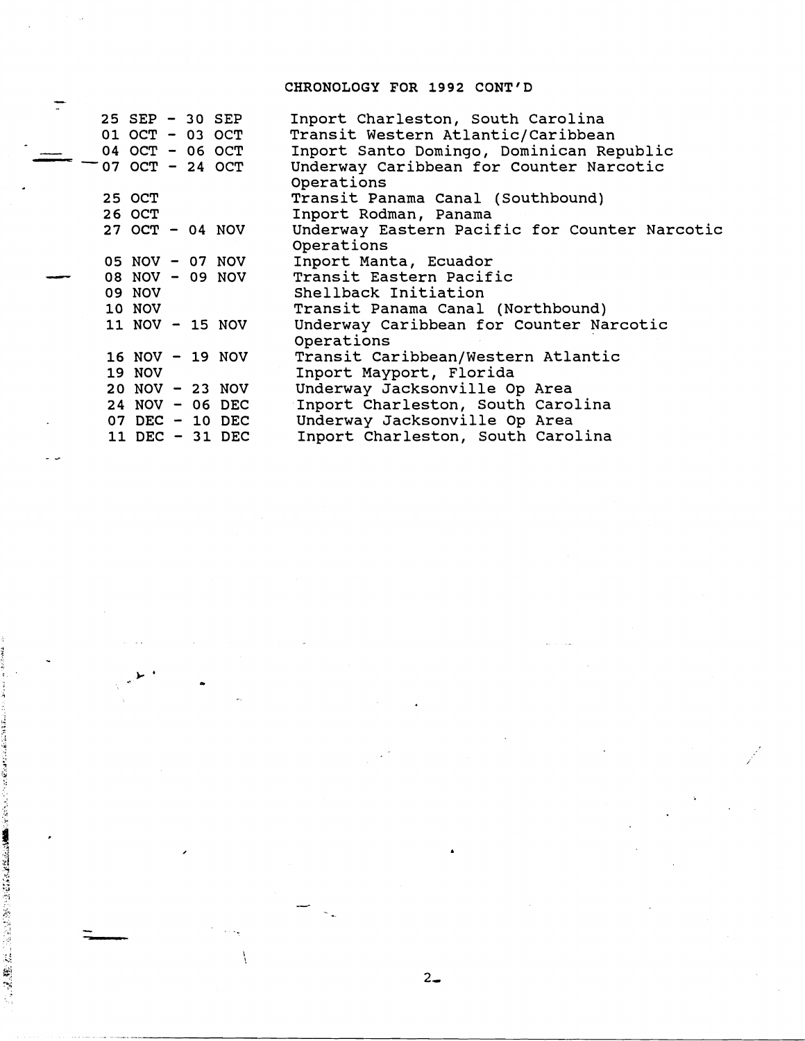## CHRONOLOGY FOR 1992 CONT'D

| Date | Event |
|---|---|
| 25 SEP - 30 SEP | Inport Charleston, South Carolina |
| 01 OCT - 03 OCT | Transit Western Atlantic/Caribbean |
| 04 OCT - 06 OCT | Inport Santo Domingo, Dominican Republic |
| 07 OCT - 24 OCT | Underway Caribbean for Counter Narcotic Operations |
| 25 OCT | Transit Panama Canal (Southbound) |
| 26 OCT | Inport Rodman, Panama |
| 27 OCT - 04 NOV | Underway Eastern Pacific for Counter Narcotic Operations |
| 05 NOV - 07 NOV | Inport Manta, Ecuador |
| 08 NOV - 09 NOV | Transit Eastern Pacific |
| 09 NOV | Shellback Initiation |
| 10 NOV | Transit Panama Canal (Northbound) |
| 11 NOV - 15 NOV | Underway Caribbean for Counter Narcotic Operations |
| 16 NOV - 19 NOV | Transit Caribbean/Western Atlantic |
| 19 NOV | Inport Mayport, Florida |
| 20 NOV - 23 NOV | Underway Jacksonville Op Area |
| 24 NOV - 06 DEC | Inport Charleston, South Carolina |
| 07 DEC - 10 DEC | Underway Jacksonville Op Area |
| 11 DEC - 31 DEC | Inport Charleston, South Carolina |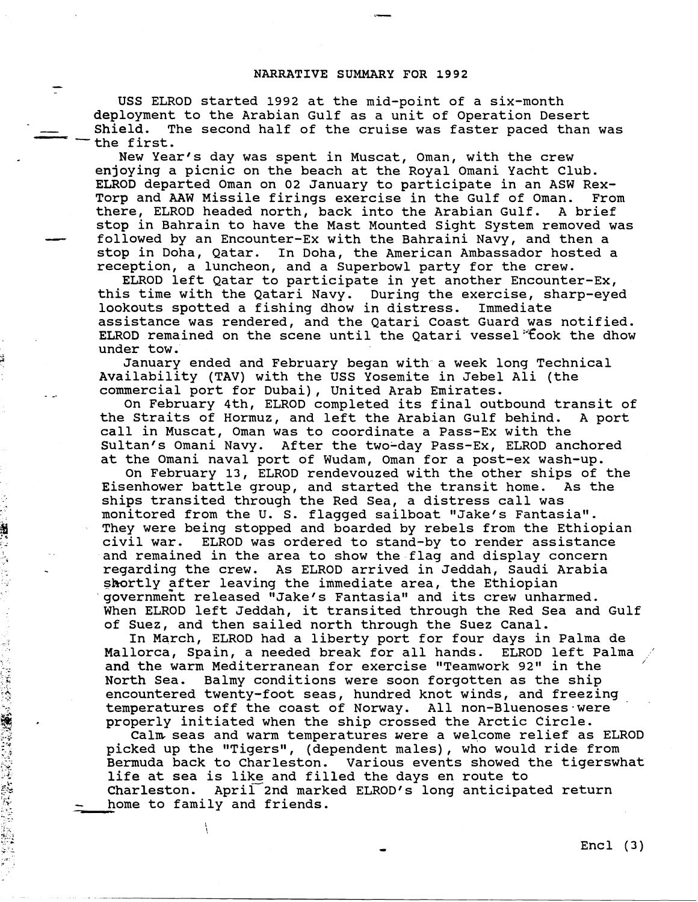## NARRATIVE SUMMARY FOR 1992

USS ELROD started 1992 at the mid-point of a six-month deployment to the Arabian Gulf as a unit of Operation Desert Shield. The second half of the cruise was faster paced than was the first.

New Year's day was spent in Muscat, Oman, with the crew enjoying a picnic on the beach at the Royal Omani Yacht Club. ELROD departed Oman on 02 January to participate in an ASW Rex-Torp and AAW Missile firings exercise in the Gulf of Oman. From there, ELROD headed north, back into the Arabian Gulf. A brief stop in Bahrain to have the Mast Mounted Sight System removed was followed by an Encounter-Ex with the Bahraini Navy, and then a stop in Doha, Qatar. In Doha, the American Ambassador hosted a reception, a luncheon, and a Superbowl party for the crew.

ELROD left Qatar to participate in yet another Encounter-Ex, this time with the Qatari Navy. During the exercise, sharp-eyed lookouts spotted a fishing dhow in distress. Immediate assistance was rendered, and the Qatari Coast Guard was notified. ELROD remained on the scene until the Qatari vessel took the dhow under tow.

January ended and February began with a week long Technical Availability (TAV) with the USS Yosemite in Jebel Ali (the commercial port for Dubai), United Arab Emirates.

On February 4th, ELROD completed its final outbound transit of the Straits of Hormuz, and left the Arabian Gulf behind. A port call in Muscat, Oman was to coordinate a Pass-Ex with the Sultan's Omani Navy. After the two-day Pass-Ex, ELROD anchored at the Omani naval port of Wudam, Oman for a post-ex wash-up.

On February 13, ELROD rendevouzed with the other ships of the Eisenhower battle group, and started the transit home. As the ships transited through the Red Sea, a distress call was monitored from the U. S. flagged sailboat "Jake's Fantasia". They were being stopped and boarded by rebels from the Ethiopian civil war. ELROD was ordered to stand-by to render assistance and remained in the area to show the flag and display concern regarding the crew. As ELROD arrived in Jeddah, Saudi Arabia shortly after leaving the immediate area, the Ethiopian government released "Jake's Fantasia" and its crew unharmed. When ELROD left Jeddah, it transited through the Red Sea and Gulf of Suez, and then sailed north through the Suez Canal.

In March, ELROD had a liberty port for four days in Palma de Mallorca, Spain, a needed break for all hands. ELROD left Palma and the warm Mediterranean for exercise "Teamwork 92" in the North Sea. Balmy conditions were soon forgotten as the ship encountered twenty-foot seas, hundred knot winds, and freezing temperatures off the coast of Norway. All non-Bluenoses were properly initiated when the ship crossed the Arctic Circle.

Calm seas and warm temperatures were a welcome relief as ELROD picked up the "Tigers", (dependent males), who would ride from Bermuda back to Charleston. Various events showed the tigerswhat life at sea is like and filled the days en route to Charleston. April 2nd marked ELROD's long anticipated return home to family and friends.

Encl (3)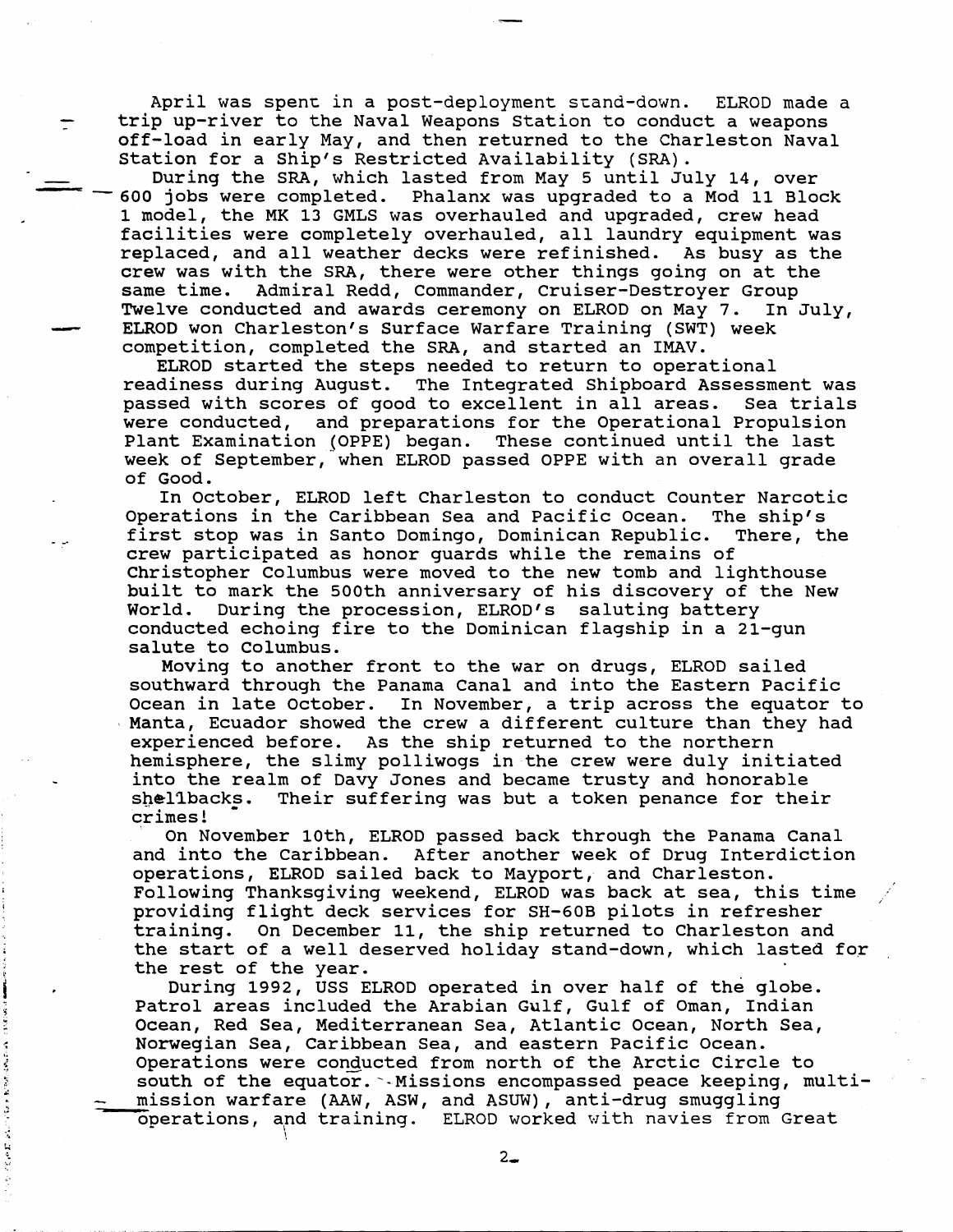April was spent in a post-deployment stand-down. ELROD made a trip up-river to the Naval Weapons Station to conduct a weapons off-load in early May, and then returned to the Charleston Naval Station for a Ship's Restricted Availability (SRA).

During the SRA, which lasted from May 5 until July 14, over 600 jobs were completed. Phalanx was upgraded to a Mod 11 Block 1 model, the MK 13 GMLS was overhauled and upgraded, crew head facilities were completely overhauled, all laundry equipment was replaced, and all weather decks were refinished. As busy as the crew was with the SRA, there were other things going on at the same time. Admiral Redd, Commander, Cruiser-Destroyer Group Twelve conducted and awards ceremony on ELROD on May 7. In July, ELROD won Charleston's Surface Warfare Training (SWT) week competition, completed the SRA, and started an IMAV.

ELROD started the steps needed to return to operational readiness during August. The Integrated Shipboard Assessment was passed with scores of good to excellent in all areas. Sea trials were conducted, and preparations for the Operational Propulsion Plant Examination (OPPE) began. These continued until the last week of September, when ELROD passed OPPE with an overall grade of Good.

In October, ELROD left Charleston to conduct Counter Narcotic Operations in the Caribbean Sea and Pacific Ocean. The ship's first stop was in Santo Domingo, Dominican Republic. There, the crew participated as honor guards while the remains of Christopher Columbus were moved to the new tomb and lighthouse built to mark the 500th anniversary of his discovery of the New World. During the procession, ELROD's saluting battery conducted echoing fire to the Dominican flagship in a 21-gun salute to Columbus.

Moving to another front to the war on drugs, ELROD sailed southward through the Panama Canal and into the Eastern Pacific Ocean in late October. In November, a trip across the equator to Manta, Ecuador showed the crew a different culture than they had experienced before. As the ship returned to the northern hemisphere, the slimy polliwogs in the crew were duly initiated into the realm of Davy Jones and became trusty and honorable shellbacks. Their suffering was but a token penance for their crimes!

On November 10th, ELROD passed back through the Panama Canal and into the Caribbean. After another week of Drug Interdiction operations, ELROD sailed back to Mayport, and Charleston. Following Thanksgiving weekend, ELROD was back at sea, this time providing flight deck services for SH-60B pilots in refresher training. On December 11, the ship returned to Charleston and the start of a well deserved holiday stand-down, which lasted for the rest of the year.

During 1992, USS ELROD operated in over half of the globe. Patrol areas included the Arabian Gulf, Gulf of Oman, Indian Ocean, Red Sea, Mediterranean Sea, Atlantic Ocean, North Sea, Norwegian Sea, Caribbean Sea, and eastern Pacific Ocean. Operations were conducted from north of the Arctic Circle to south of the equator. Missions encompassed peace keeping, multi-mission warfare (AAW, ASW, and ASUW), anti-drug smuggling operations, and training. ELROD worked with navies from Great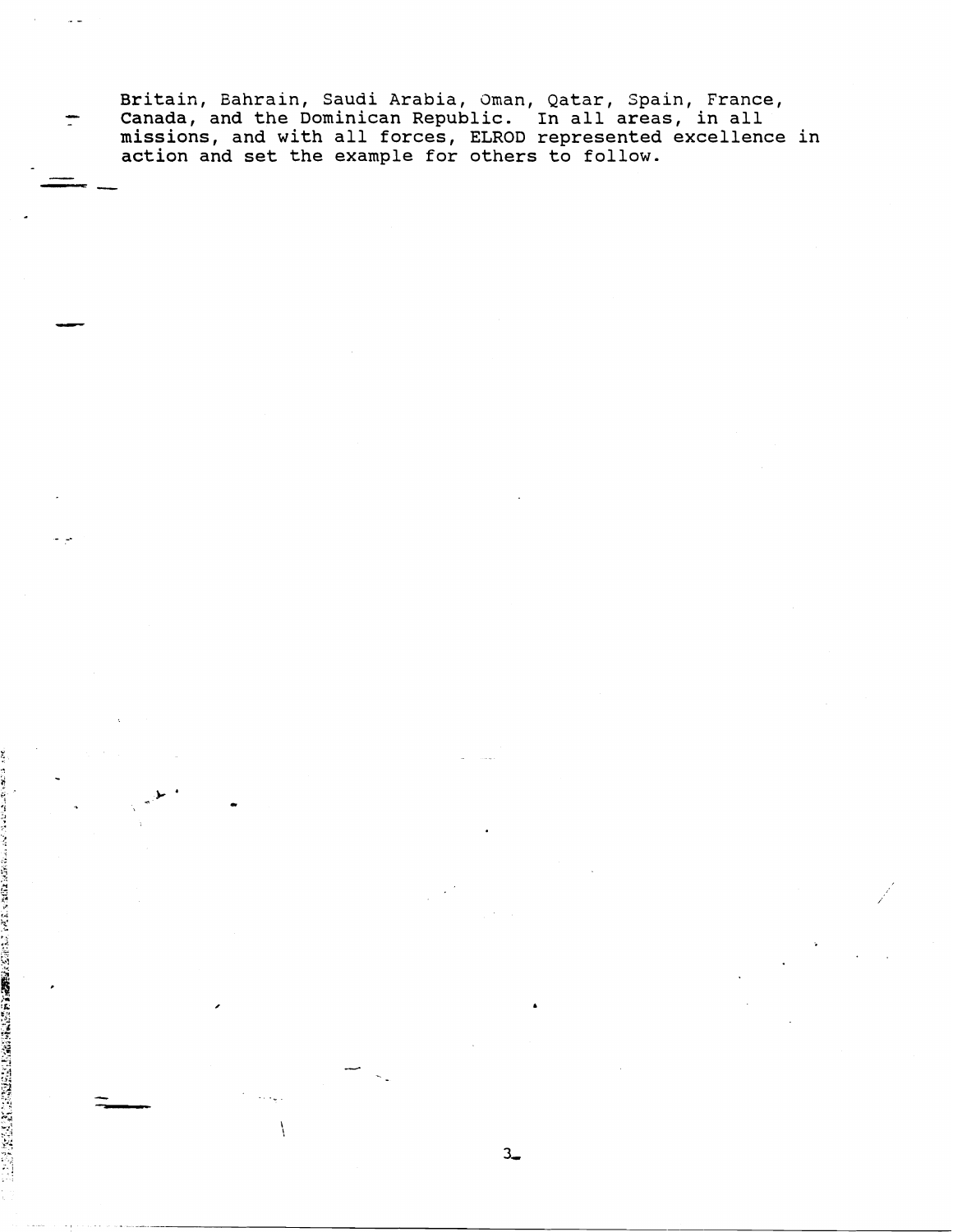Britain, Bahrain, Saudi Arabia, Oman, Qatar, Spain, France, Canada, and the Dominican Republic. In all areas, in all missions, and with all forces, ELROD represented excellence in action and set the example for others to follow.